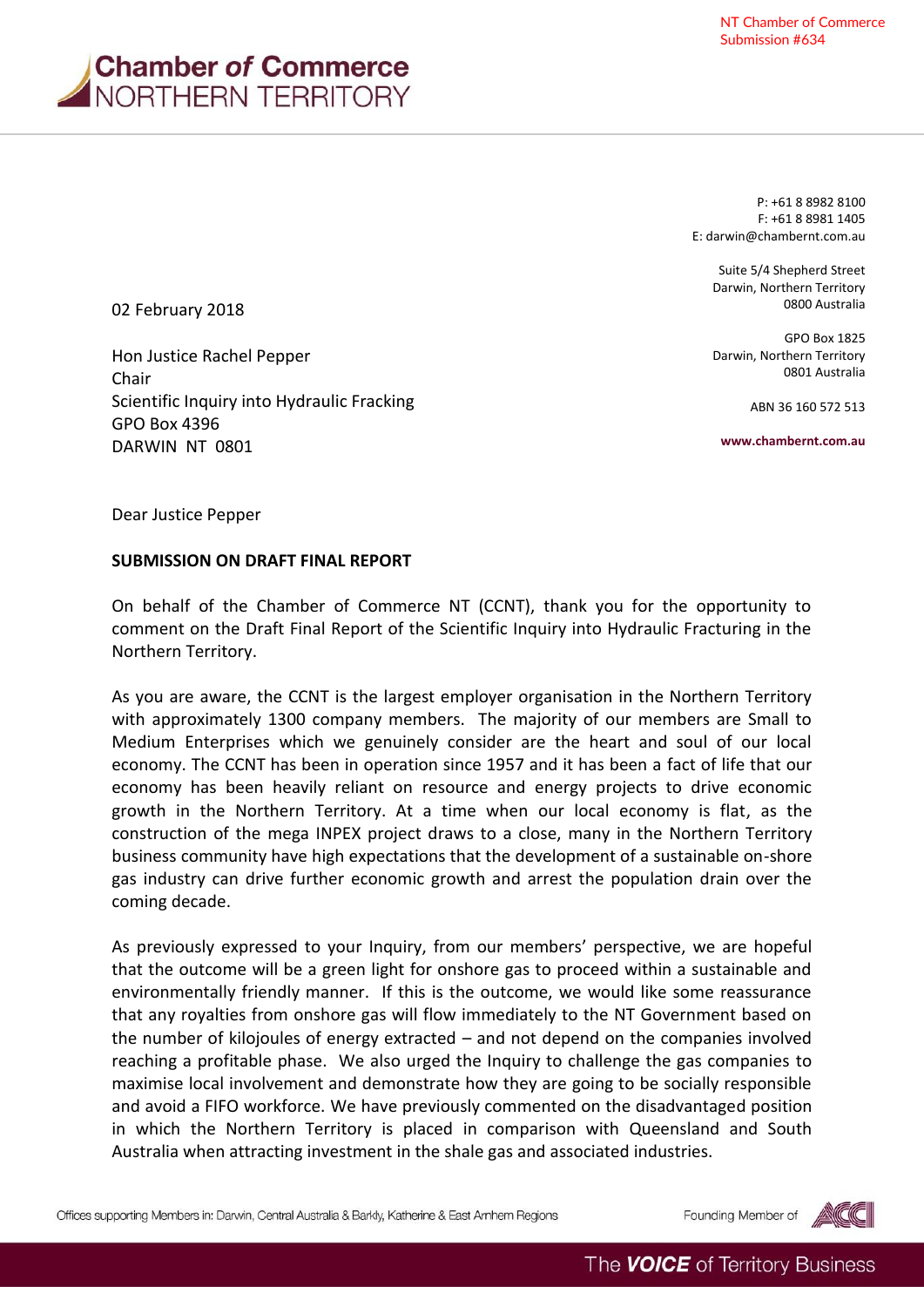NT Chamber of Commerce
Submission #634

**Chamber *of* Commerce**
NORTHERN TERRITORY

P: +61 8 8982 8100
F: +61 8 8981 1405
E: darwin@chambernt.com.au

Suite 5/4 Shepherd Street
Darwin, Northern Territory
0800 Australia

GPO Box 1825
Darwin, Northern Territory
0801 Australia

ABN 36 160 572 513

www.chambernt.com.au

02 February 2018

Hon Justice Rachel Pepper
Chair
Scientific Inquiry into Hydraulic Fracking
GPO Box 4396
DARWIN NT 0801

Dear Justice Pepper

**SUBMISSION ON DRAFT FINAL REPORT**

On behalf of the Chamber of Commerce NT (CCNT), thank you for the opportunity to comment on the Draft Final Report of the Scientific Inquiry into Hydraulic Fracturing in the Northern Territory.

As you are aware, the CCNT is the largest employer organisation in the Northern Territory with approximately 1300 company members. The majority of our members are Small to Medium Enterprises which we genuinely consider are the heart and soul of our local economy. The CCNT has been in operation since 1957 and it has been a fact of life that our economy has been heavily reliant on resource and energy projects to drive economic growth in the Northern Territory. At a time when our local economy is flat, as the construction of the mega INPEX project draws to a close, many in the Northern Territory business community have high expectations that the development of a sustainable on-shore gas industry can drive further economic growth and arrest the population drain over the coming decade.

As previously expressed to your Inquiry, from our members' perspective, we are hopeful that the outcome will be a green light for onshore gas to proceed within a sustainable and environmentally friendly manner. If this is the outcome, we would like some reassurance that any royalties from onshore gas will flow immediately to the NT Government based on the number of kilojoules of energy extracted – and not depend on the companies involved reaching a profitable phase. We also urged the Inquiry to challenge the gas companies to maximise local involvement and demonstrate how they are going to be socially responsible and avoid a FIFO workforce. We have previously commented on the disadvantaged position in which the Northern Territory is placed in comparison with Queensland and South Australia when attracting investment in the shale gas and associated industries.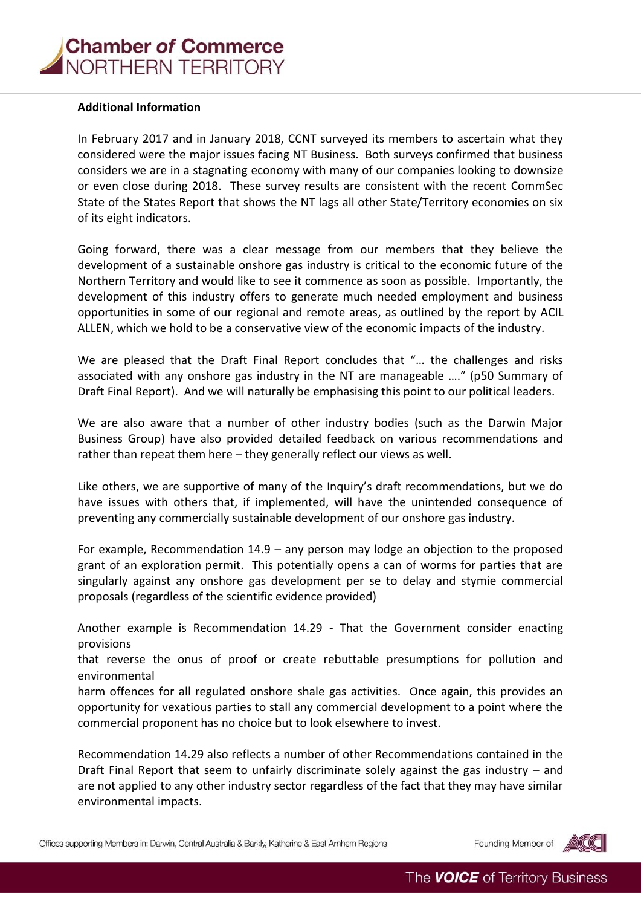**Additional Information**

In February 2017 and in January 2018, CCNT surveyed its members to ascertain what they considered were the major issues facing NT Business. Both surveys confirmed that business considers we are in a stagnating economy with many of our companies looking to downsize or even close during 2018. These survey results are consistent with the recent CommSec State of the States Report that shows the NT lags all other State/Territory economies on six of its eight indicators.

Going forward, there was a clear message from our members that they believe the development of a sustainable onshore gas industry is critical to the economic future of the Northern Territory and would like to see it commence as soon as possible. Importantly, the development of this industry offers to generate much needed employment and business opportunities in some of our regional and remote areas, as outlined by the report by ACIL ALLEN, which we hold to be a conservative view of the economic impacts of the industry.

We are pleased that the Draft Final Report concludes that "… the challenges and risks associated with any onshore gas industry in the NT are manageable …." (p50 Summary of Draft Final Report). And we will naturally be emphasising this point to our political leaders.

We are also aware that a number of other industry bodies (such as the Darwin Major Business Group) have also provided detailed feedback on various recommendations and rather than repeat them here – they generally reflect our views as well.

Like others, we are supportive of many of the Inquiry's draft recommendations, but we do have issues with others that, if implemented, will have the unintended consequence of preventing any commercially sustainable development of our onshore gas industry.

For example, Recommendation 14.9 – any person may lodge an objection to the proposed grant of an exploration permit. This potentially opens a can of worms for parties that are singularly against any onshore gas development per se to delay and stymie commercial proposals (regardless of the scientific evidence provided)

Another example is Recommendation 14.29 - That the Government consider enacting provisions
that reverse the onus of proof or create rebuttable presumptions for pollution and environmental
harm offences for all regulated onshore shale gas activities. Once again, this provides an opportunity for vexatious parties to stall any commercial development to a point where the commercial proponent has no choice but to look elsewhere to invest.

Recommendation 14.29 also reflects a number of other Recommendations contained in the Draft Final Report that seem to unfairly discriminate solely against the gas industry – and are not applied to any other industry sector regardless of the fact that they may have similar environmental impacts.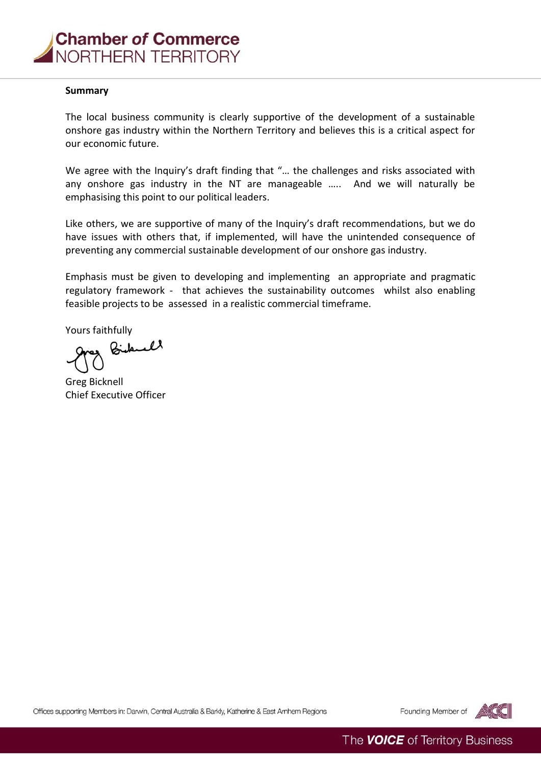**Summary**

The local business community is clearly supportive of the development of a sustainable onshore gas industry within the Northern Territory and believes this is a critical aspect for our economic future.

We agree with the Inquiry's draft finding that "… the challenges and risks associated with any onshore gas industry in the NT are manageable ….. And we will naturally be emphasising this point to our political leaders.

Like others, we are supportive of many of the Inquiry's draft recommendations, but we do have issues with others that, if implemented, will have the unintended consequence of preventing any commercial sustainable development of our onshore gas industry.

Emphasis must be given to developing and implementing an appropriate and pragmatic regulatory framework - that achieves the sustainability outcomes whilst also enabling feasible projects to be assessed in a realistic commercial timeframe.

Yours faithfully

Greg Bicknell
Chief Executive Officer